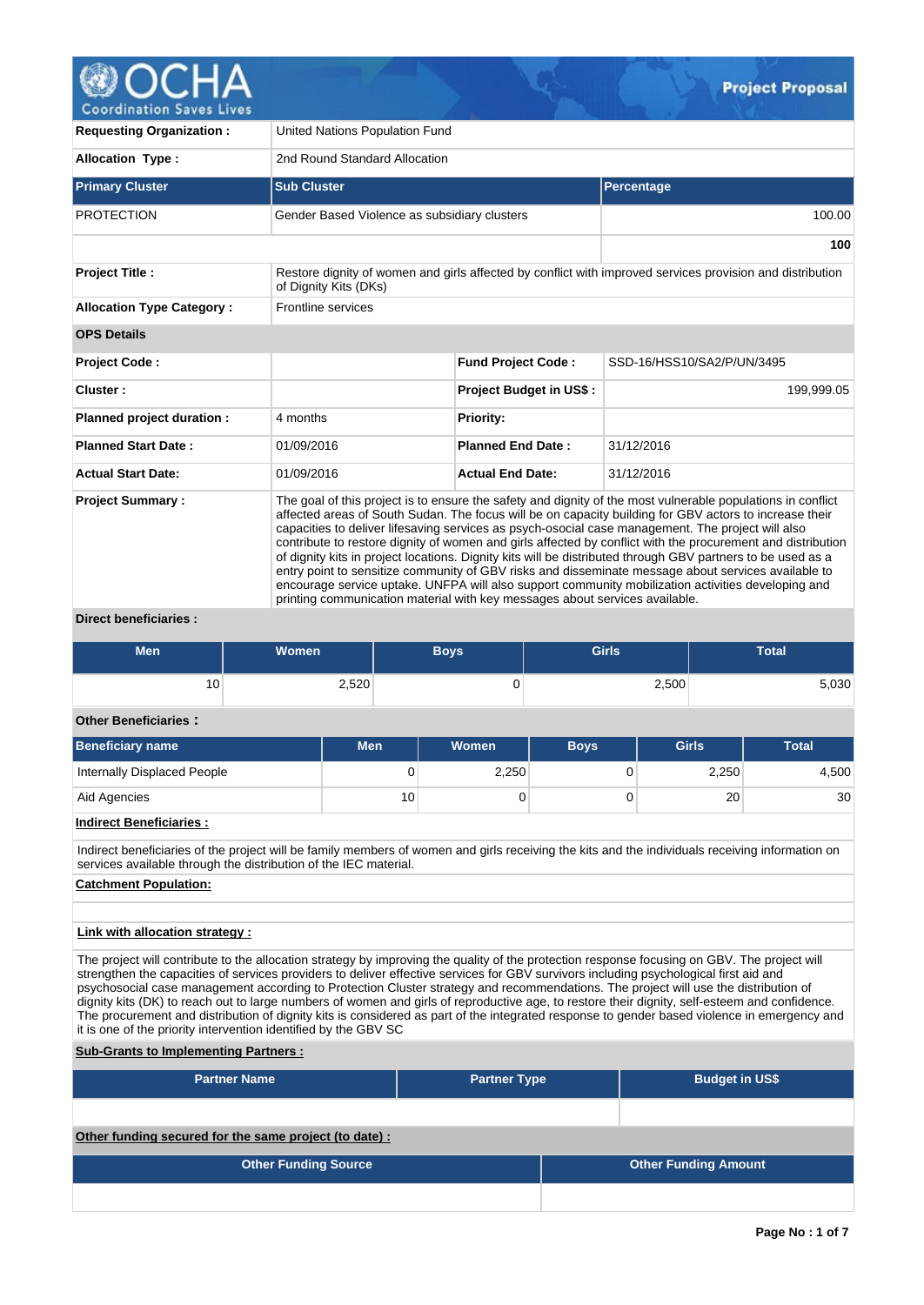# OCHA Coordination Saves Lives

**Project Proposal**

| | |
|---|---|
| **Requesting Organization :** | United Nations Population Fund |
| **Allocation Type :** | 2nd Round Standard Allocation |

| Primary Cluster | Sub Cluster | Percentage |
|---|---|---|
| PROTECTION | Gender Based Violence as subsidiary clusters | 100.00 |
| | | **100** |

| | |
|---|---|
| **Project Title :** | Restore dignity of women and girls affected by conflict with improved services provision and distribution of Dignity Kits (DKs) |
| **Allocation Type Category :** | Frontline services |

**OPS Details**

| | | | |
|---|---|---|---|
| **Project Code :** | | **Fund Project Code :** | SSD-16/HSS10/SA2/P/UN/3495 |
| **Cluster :** | | **Project Budget in US$ :** | 199,999.05 |
| **Planned project duration :** | 4 months | **Priority:** | |
| **Planned Start Date :** | 01/09/2016 | **Planned End Date :** | 31/12/2016 |
| **Actual Start Date:** | 01/09/2016 | **Actual End Date:** | 31/12/2016 |

**Project Summary :**

The goal of this project is to ensure the safety and dignity of the most vulnerable populations in conflict affected areas of South Sudan. The focus will be on capacity building for GBV actors to increase their capacities to deliver lifesaving services as psych-osocial case management. The project will also contribute to restore dignity of women and girls affected by conflict with the procurement and distribution of dignity kits in project locations. Dignity kits will be distributed through GBV partners to be used as a entry point to sensitize community of GBV risks and disseminate message about services available to encourage service uptake. UNFPA will also support community mobilization activities developing and printing communication material with key messages about services available.

**Direct beneficiaries :**

| Men | Women | Boys | Girls | Total |
|---|---|---|---|---|
| 10 | 2,520 | 0 | 2,500 | 5,030 |

**Other Beneficiaries :**

| Beneficiary name | Men | Women | Boys | Girls | Total |
|---|---|---|---|---|---|
| Internally Displaced People | 0 | 2,250 | 0 | 2,250 | 4,500 |
| Aid Agencies | 10 | 0 | 0 | 20 | 30 |

**Indirect Beneficiaries :**

Indirect beneficiaries of the project will be family members of women and girls receiving the kits and the individuals receiving information on services available through the distribution of the IEC material.

**Catchment Population:**

**Link with allocation strategy :**

The project will contribute to the allocation strategy by improving the quality of the protection response focusing on GBV. The project will strengthen the capacities of services providers to deliver effective services for GBV survivors including psychological first aid and psychosocial case management according to Protection Cluster strategy and recommendations. The project will use the distribution of dignity kits (DK) to reach out to large numbers of women and girls of reproductive age, to restore their dignity, self-esteem and confidence. The procurement and distribution of dignity kits is considered as part of the integrated response to gender based violence in emergency and it is one of the priority intervention identified by the GBV SC

**Sub-Grants to Implementing Partners :**

| Partner Name | Partner Type | Budget in US$ |
|---|---|---|
| | | |

**Other funding secured for the same project (to date) :**

| Other Funding Source | Other Funding Amount |
|---|---|
| | |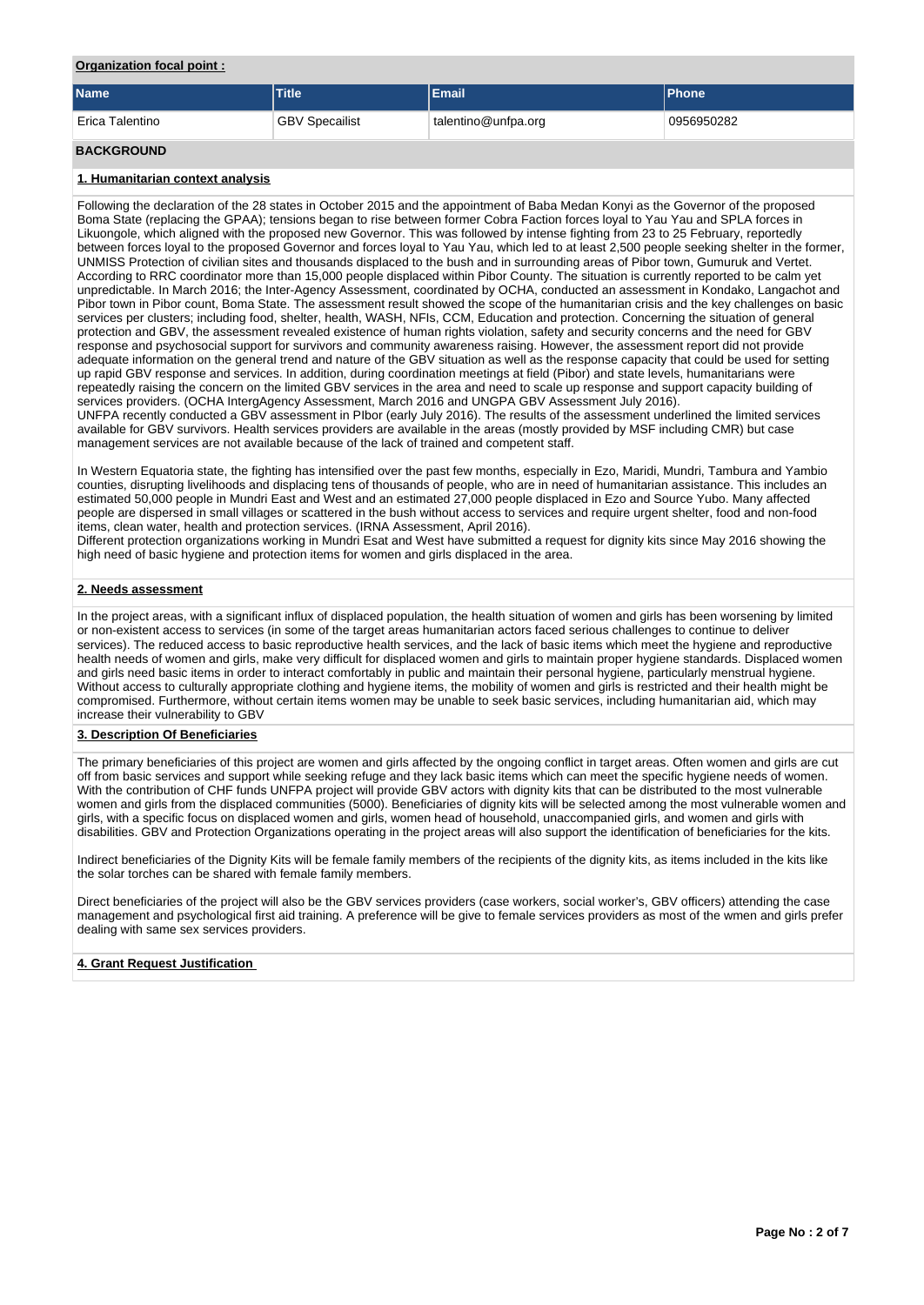**Organization focal point :**

| Name | Title | Email | Phone |
|---|---|---|---|
| Erica Talentino | GBV Specailist | talentino@unfpa.org | 0956950282 |

## BACKGROUND

### 1. Humanitarian context analysis

Following the declaration of the 28 states in October 2015 and the appointment of Baba Medan Konyi as the Governor of the proposed Boma State (replacing the GPAA); tensions began to rise between former Cobra Faction forces loyal to Yau Yau and SPLA forces in Likuongole, which aligned with the proposed new Governor. This was followed by intense fighting from 23 to 25 February, reportedly between forces loyal to the proposed Governor and forces loyal to Yau Yau, which led to at least 2,500 people seeking shelter in the former, UNMISS Protection of civilian sites and thousands displaced to the bush and in surrounding areas of Pibor town, Gumuruk and Vertet. According to RRC coordinator more than 15,000 people displaced within Pibor County. The situation is currently reported to be calm yet unpredictable. In March 2016; the Inter-Agency Assessment, coordinated by OCHA, conducted an assessment in Kondako, Langachot and Pibor town in Pibor count, Boma State. The assessment result showed the scope of the humanitarian crisis and the key challenges on basic services per clusters; including food, shelter, health, WASH, NFIs, CCM, Education and protection. Concerning the situation of general protection and GBV, the assessment revealed existence of human rights violation, safety and security concerns and the need for GBV response and psychosocial support for survivors and community awareness raising. However, the assessment report did not provide adequate information on the general trend and nature of the GBV situation as well as the response capacity that could be used for setting up rapid GBV response and services. In addition, during coordination meetings at field (Pibor) and state levels, humanitarians were repeatedly raising the concern on the limited GBV services in the area and need to scale up response and support capacity building of services providers. (OCHA IntergAgency Assessment, March 2016 and UNGPA GBV Assessment July 2016).
UNFPA recently conducted a GBV assessment in PIbor (early July 2016). The results of the assessment underlined the limited services available for GBV survivors. Health services providers are available in the areas (mostly provided by MSF including CMR) but case management services are not available because of the lack of trained and competent staff.

In Western Equatoria state, the fighting has intensified over the past few months, especially in Ezo, Maridi, Mundri, Tambura and Yambio counties, disrupting livelihoods and displacing tens of thousands of people, who are in need of humanitarian assistance. This includes an estimated 50,000 people in Mundri East and West and an estimated 27,000 people displaced in Ezo and Source Yubo. Many affected people are dispersed in small villages or scattered in the bush without access to services and require urgent shelter, food and non-food items, clean water, health and protection services. (IRNA Assessment, April 2016).
Different protection organizations working in Mundri Esat and West have submitted a request for dignity kits since May 2016 showing the high need of basic hygiene and protection items for women and girls displaced in the area.

### 2. Needs assessment

In the project areas, with a significant influx of displaced population, the health situation of women and girls has been worsening by limited or non-existent access to services (in some of the target areas humanitarian actors faced serious challenges to continue to deliver services). The reduced access to basic reproductive health services, and the lack of basic items which meet the hygiene and reproductive health needs of women and girls, make very difficult for displaced women and girls to maintain proper hygiene standards. Displaced women and girls need basic items in order to interact comfortably in public and maintain their personal hygiene, particularly menstrual hygiene. Without access to culturally appropriate clothing and hygiene items, the mobility of women and girls is restricted and their health might be compromised. Furthermore, without certain items women may be unable to seek basic services, including humanitarian aid, which may increase their vulnerability to GBV

### 3. Description Of Beneficiaries

The primary beneficiaries of this project are women and girls affected by the ongoing conflict in target areas. Often women and girls are cut off from basic services and support while seeking refuge and they lack basic items which can meet the specific hygiene needs of women. With the contribution of CHF funds UNFPA project will provide GBV actors with dignity kits that can be distributed to the most vulnerable women and girls from the displaced communities (5000). Beneficiaries of dignity kits will be selected among the most vulnerable women and girls, with a specific focus on displaced women and girls, women head of household, unaccompanied girls, and women and girls with disabilities. GBV and Protection Organizations operating in the project areas will also support the identification of beneficiaries for the kits.

Indirect beneficiaries of the Dignity Kits will be female family members of the recipients of the dignity kits, as items included in the kits like the solar torches can be shared with female family members.

Direct beneficiaries of the project will also be the GBV services providers (case workers, social worker's, GBV officers) attending the case management and psychological first aid training. A preference will be give to female services providers as most of the wmen and girls prefer dealing with same sex services providers.

### 4. Grant Request Justification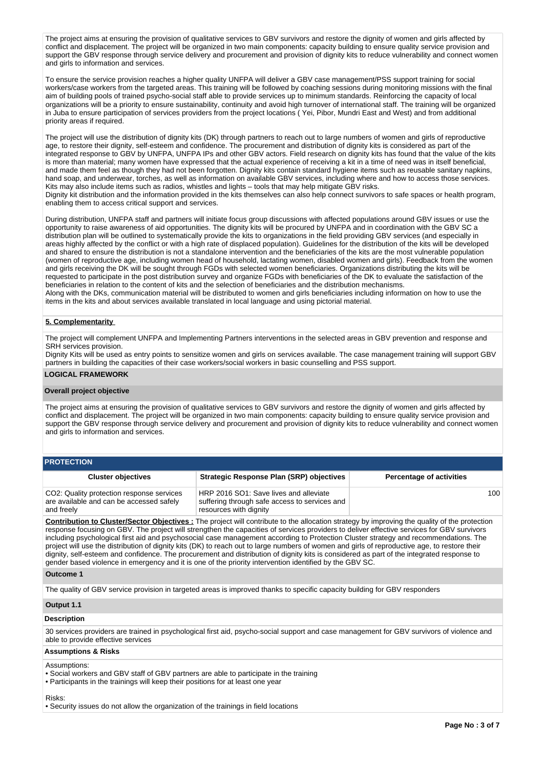The project aims at ensuring the provision of qualitative services to GBV survivors and restore the dignity of women and girls affected by conflict and displacement. The project will be organized in two main components: capacity building to ensure quality service provision and support the GBV response through service delivery and procurement and provision of dignity kits to reduce vulnerability and connect women and girls to information and services.

To ensure the service provision reaches a higher quality UNFPA will deliver a GBV case management/PSS support training for social workers/case workers from the targeted areas. This training will be followed by coaching sessions during monitoring missions with the final aim of building pools of trained psycho-social staff able to provide services up to minimum standards. Reinforcing the capacity of local organizations will be a priority to ensure sustainability, continuity and avoid high turnover of international staff. The training will be organized in Juba to ensure participation of services providers from the project locations ( Yei, Pibor, Mundri East and West) and from additional priority areas if required.

The project will use the distribution of dignity kits (DK) through partners to reach out to large numbers of women and girls of reproductive age, to restore their dignity, self-esteem and confidence. The procurement and distribution of dignity kits is considered as part of the integrated response to GBV by UNFPA, UNFPA IPs and other GBV actors. Field research on dignity kits has found that the value of the kits is more than material; many women have expressed that the actual experience of receiving a kit in a time of need was in itself beneficial, and made them feel as though they had not been forgotten. Dignity kits contain standard hygiene items such as reusable sanitary napkins, hand soap, and underwear, torches, as well as information on available GBV services, including where and how to access those services. Kits may also include items such as radios, whistles and lights – tools that may help mitigate GBV risks.
Dignity kit distribution and the information provided in the kits themselves can also help connect survivors to safe spaces or health program, enabling them to access critical support and services.

During distribution, UNFPA staff and partners will initiate focus group discussions with affected populations around GBV issues or use the opportunity to raise awareness of aid opportunities. The dignity kits will be procured by UNFPA and in coordination with the GBV SC a distribution plan will be outlined to systematically provide the kits to organizations in the field providing GBV services (and especially in areas highly affected by the conflict or with a high rate of displaced population). Guidelines for the distribution of the kits will be developed and shared to ensure the distribution is not a standalone intervention and the beneficiaries of the kits are the most vulnerable population (women of reproductive age, including women head of household, lactating women, disabled women and girls). Feedback from the women and girls receiving the DK will be sought through FGDs with selected women beneficiaries. Organizations distributing the kits will be requested to participate in the post distribution survey and organize FGDs with beneficiaries of the DK to evaluate the satisfaction of the beneficiaries in relation to the content of kits and the selection of beneficiaries and the distribution mechanisms.
Along with the DKs, communication material will be distributed to women and girls beneficiaries including information on how to use the items in the kits and about services available translated in local language and using pictorial material.

**5. Complementarity**

The project will complement UNFPA and Implementing Partners interventions in the selected areas in GBV prevention and response and SRH services provision.
Dignity Kits will be used as entry points to sensitize women and girls on services available. The case management training will support GBV partners in building the capacities of their case workers/social workers in basic counselling and PSS support.

## LOGICAL FRAMEWORK

### Overall project objective

The project aims at ensuring the provision of qualitative services to GBV survivors and restore the dignity of women and girls affected by conflict and displacement. The project will be organized in two main components: capacity building to ensure quality service provision and support the GBV response through service delivery and procurement and provision of dignity kits to reduce vulnerability and connect women and girls to information and services.

### PROTECTION

| Cluster objectives | Strategic Response Plan (SRP) objectives | Percentage of activities |
|---|---|---|
| CO2: Quality protection response services are available and can be accessed safely and freely | HRP 2016 SO1: Save lives and alleviate suffering through safe access to services and resources with dignity | 100 |

**Contribution to Cluster/Sector Objectives :** The project will contribute to the allocation strategy by improving the quality of the protection response focusing on GBV. The project will strengthen the capacities of services providers to deliver effective services for GBV survivors including psychological first aid and psychosocial case management according to Protection Cluster strategy and recommendations. The project will use the distribution of dignity kits (DK) to reach out to large numbers of women and girls of reproductive age, to restore their dignity, self-esteem and confidence. The procurement and distribution of dignity kits is considered as part of the integrated response to gender based violence in emergency and it is one of the priority intervention identified by the GBV SC.

**Outcome 1**

The quality of GBV service provision in targeted areas is improved thanks to specific capacity building for GBV responders

**Output 1.1**

**Description**

30 services providers are trained in psychological first aid, psycho-social support and case management for GBV survivors of violence and able to provide effective services

**Assumptions & Risks**

Assumptions:
- Social workers and GBV staff of GBV partners are able to participate in the training
- Participants in the trainings will keep their positions for at least one year

Risks:
- Security issues do not allow the organization of the trainings in field locations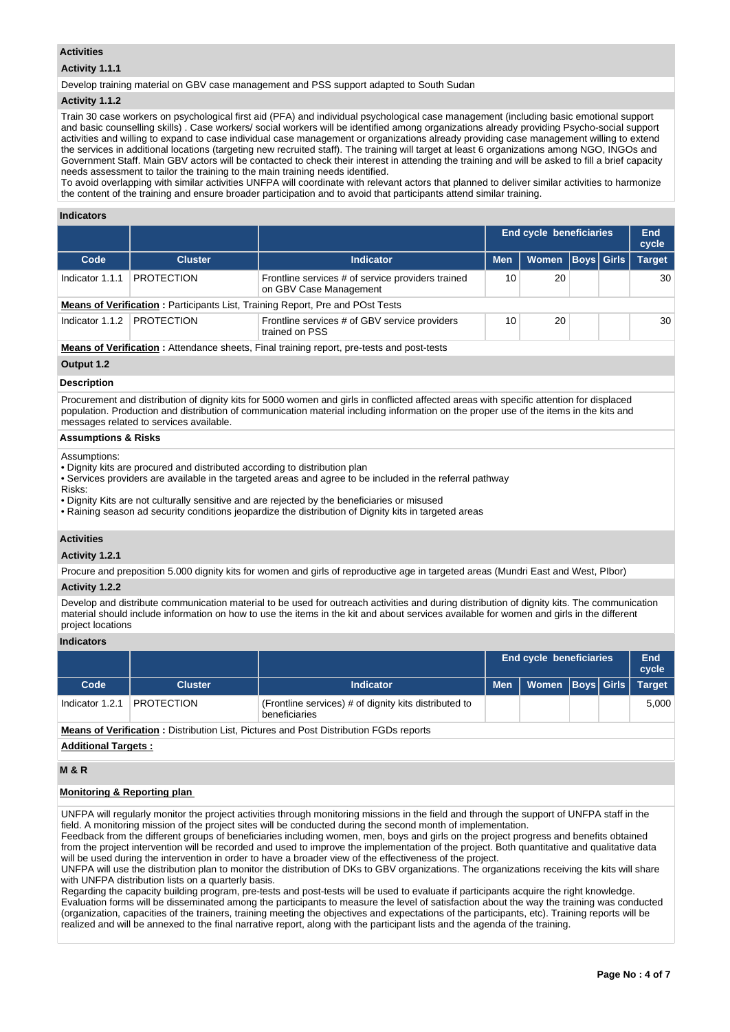### Activities

#### Activity 1.1.1

Develop training material on GBV case management and PSS support adapted to South Sudan

#### Activity 1.1.2

Train 30 case workers on psychological first aid (PFA) and individual psychological case management (including basic emotional support and basic counselling skills) . Case workers/ social workers will be identified among organizations already providing Psycho-social support activities and willing to expand to case individual case management or organizations already providing case management willing to extend the services in additional locations (targeting new recruited staff). The training will target at least 6 organizations among NGO, INGOs and Government Staff. Main GBV actors will be contacted to check their interest in attending the training and will be asked to fill a brief capacity needs assessment to tailor the training to the main training needs identified.
To avoid overlapping with similar activities UNFPA will coordinate with relevant actors that planned to deliver similar activities to harmonize the content of the training and ensure broader participation and to avoid that participants attend similar training.

### Indicators

| | | | End cycle beneficiaries | | | | End cycle |
|---|---|---|---|---|---|---|---|
| Code | Cluster | Indicator | Men | Women | Boys | Girls | Target |
| Indicator 1.1.1 | PROTECTION | Frontline services # of service providers trained on GBV Case Management | 10 | 20 | | | 30 |

**Means of Verification :** Participants List, Training Report, Pre and POst Tests

| | | | End cycle beneficiaries | | | | End cycle |
|---|---|---|---|---|---|---|---|
| Code | Cluster | Indicator | Men | Women | Boys | Girls | Target |
| Indicator 1.1.2 | PROTECTION | Frontline services # of GBV service providers trained on PSS | 10 | 20 | | | 30 |

**Means of Verification :** Attendance sheets, Final training report, pre-tests and post-tests

### Output 1.2

#### Description

Procurement and distribution of dignity kits for 5000 women and girls in conflicted affected areas with specific attention for displaced population. Production and distribution of communication material including information on the proper use of the items in the kits and messages related to services available.

#### Assumptions & Risks

Assumptions:
- Dignity kits are procured and distributed according to distribution plan
- Services providers are available in the targeted areas and agree to be included in the referral pathway

Risks:
- Dignity Kits are not culturally sensitive and are rejected by the beneficiaries or misused
- Raining season ad security conditions jeopardize the distribution of Dignity kits in targeted areas

### Activities

#### Activity 1.2.1

Procure and preposition 5.000 dignity kits for women and girls of reproductive age in targeted areas (Mundri East and West, PIbor)

#### Activity 1.2.2

Develop and distribute communication material to be used for outreach activities and during distribution of dignity kits. The communication material should include information on how to use the items in the kit and about services available for women and girls in the different project locations

### Indicators

| | | | End cycle beneficiaries | | | | End cycle |
|---|---|---|---|---|---|---|---|
| Code | Cluster | Indicator | Men | Women | Boys | Girls | Target |
| Indicator 1.2.1 | PROTECTION | (Frontline services) # of dignity kits distributed to beneficiaries | | | | | 5,000 |

**Means of Verification :** Distribution List, Pictures and Post Distribution FGDs reports

**Additional Targets :**

## M & R

**Monitoring & Reporting plan**

UNFPA will regularly monitor the project activities through monitoring missions in the field and through the support of UNFPA staff in the field. A monitoring mission of the project sites will be conducted during the second month of implementation.
Feedback from the different groups of beneficiaries including women, men, boys and girls on the project progress and benefits obtained from the project intervention will be recorded and used to improve the implementation of the project. Both quantitative and qualitative data will be used during the intervention in order to have a broader view of the effectiveness of the project.
UNFPA will use the distribution plan to monitor the distribution of DKs to GBV organizations. The organizations receiving the kits will share with UNFPA distribution lists on a quarterly basis.
Regarding the capacity building program, pre-tests and post-tests will be used to evaluate if participants acquire the right knowledge. Evaluation forms will be disseminated among the participants to measure the level of satisfaction about the way the training was conducted (organization, capacities of the trainers, training meeting the objectives and expectations of the participants, etc). Training reports will be realized and will be annexed to the final narrative report, along with the participant lists and the agenda of the training.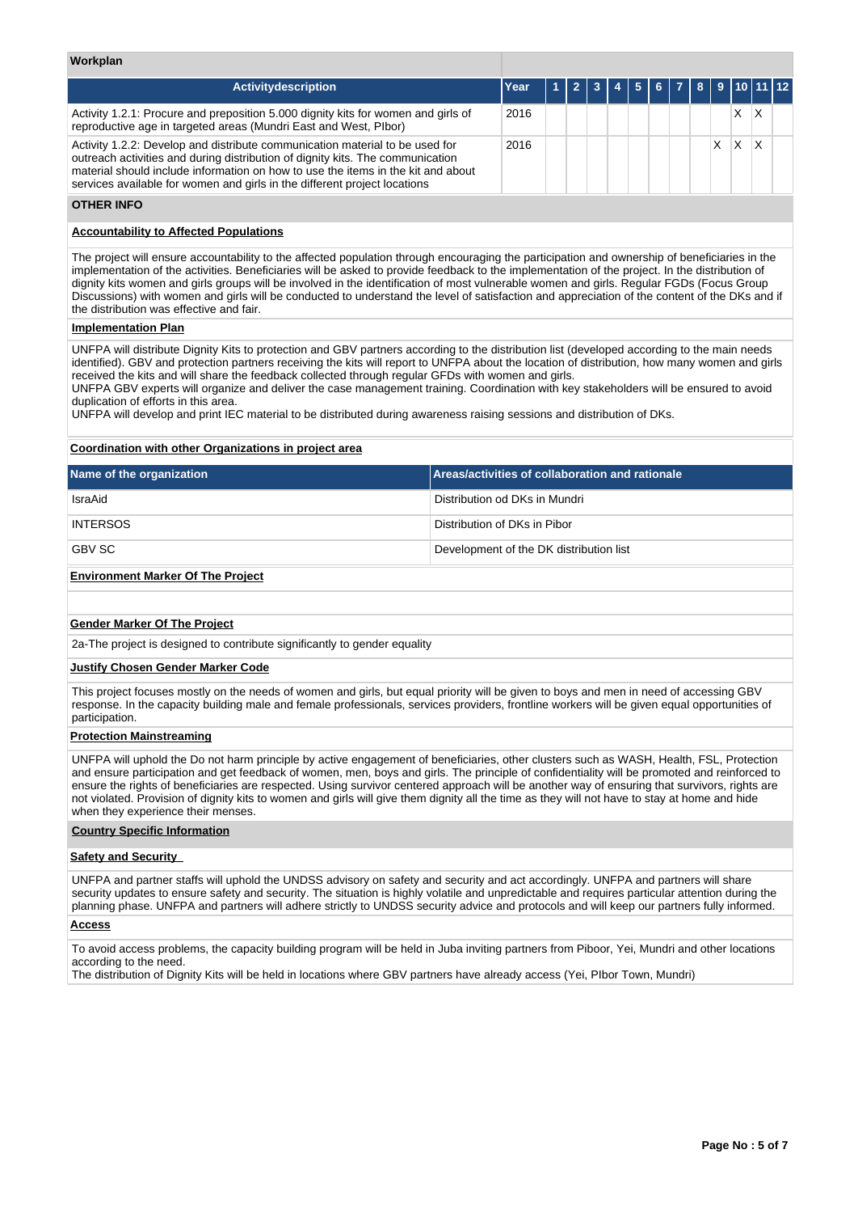## Workplan

| Activitydescription | Year | 1 | 2 | 3 | 4 | 5 | 6 | 7 | 8 | 9 | 10 | 11 | 12 |
|---|---|---|---|---|---|---|---|---|---|---|---|---|---|
| Activity 1.2.1: Procure and preposition 5.000 dignity kits for women and girls of reproductive age in targeted areas (Mundri East and West, PIbor) | 2016 | | | | | | | | | | X | X | |
| Activity 1.2.2: Develop and distribute communication material to be used for outreach activities and during distribution of dignity kits. The communication material should include information on how to use the items in the kit and about services available for women and girls in the different project locations | 2016 | | | | | | | | | X | X | X | |

## OTHER INFO

**Accountability to Affected Populations**

The project will ensure accountability to the affected population through encouraging the participation and ownership of beneficiaries in the implementation of the activities. Beneficiaries will be asked to provide feedback to the implementation of the project. In the distribution of dignity kits women and girls groups will be involved in the identification of most vulnerable women and girls. Regular FGDs (Focus Group Discussions) with women and girls will be conducted to understand the level of satisfaction and appreciation of the content of the DKs and if the distribution was effective and fair.

**Implementation Plan**

UNFPA will distribute Dignity Kits to protection and GBV partners according to the distribution list (developed according to the main needs identified). GBV and protection partners receiving the kits will report to UNFPA about the location of distribution, how many women and girls received the kits and will share the feedback collected through regular GFDs with women and girls.
UNFPA GBV experts will organize and deliver the case management training. Coordination with key stakeholders will be ensured to avoid duplication of efforts in this area.
UNFPA will develop and print IEC material to be distributed during awareness raising sessions and distribution of DKs.

**Coordination with other Organizations in project area**

| Name of the organization | Areas/activities of collaboration and rationale |
|---|---|
| IsraAid | Distribution od DKs in Mundri |
| INTERSOS | Distribution of DKs in Pibor |
| GBV SC | Development of the DK distribution list |

**Environment Marker Of The Project**

**Gender Marker Of The Project**

2a-The project is designed to contribute significantly to gender equality

**Justify Chosen Gender Marker Code**

This project focuses mostly on the needs of women and girls, but equal priority will be given to boys and men in need of accessing GBV response. In the capacity building male and female professionals, services providers, frontline workers will be given equal opportunities of participation.

**Protection Mainstreaming**

UNFPA will uphold the Do not harm principle by active engagement of beneficiaries, other clusters such as WASH, Health, FSL, Protection and ensure participation and get feedback of women, men, boys and girls. The principle of confidentiality will be promoted and reinforced to ensure the rights of beneficiaries are respected. Using survivor centered approach will be another way of ensuring that survivors, rights are not violated. Provision of dignity kits to women and girls will give them dignity all the time as they will not have to stay at home and hide when they experience their menses.

**Country Specific Information**

**Safety and Security**

UNFPA and partner staffs will uphold the UNDSS advisory on safety and security and act accordingly. UNFPA and partners will share security updates to ensure safety and security. The situation is highly volatile and unpredictable and requires particular attention during the planning phase. UNFPA and partners will adhere strictly to UNDSS security advice and protocols and will keep our partners fully informed.

**Access**

To avoid access problems, the capacity building program will be held in Juba inviting partners from Piboor, Yei, Mundri and other locations according to the need.
The distribution of Dignity Kits will be held in locations where GBV partners have already access (Yei, PIbor Town, Mundri)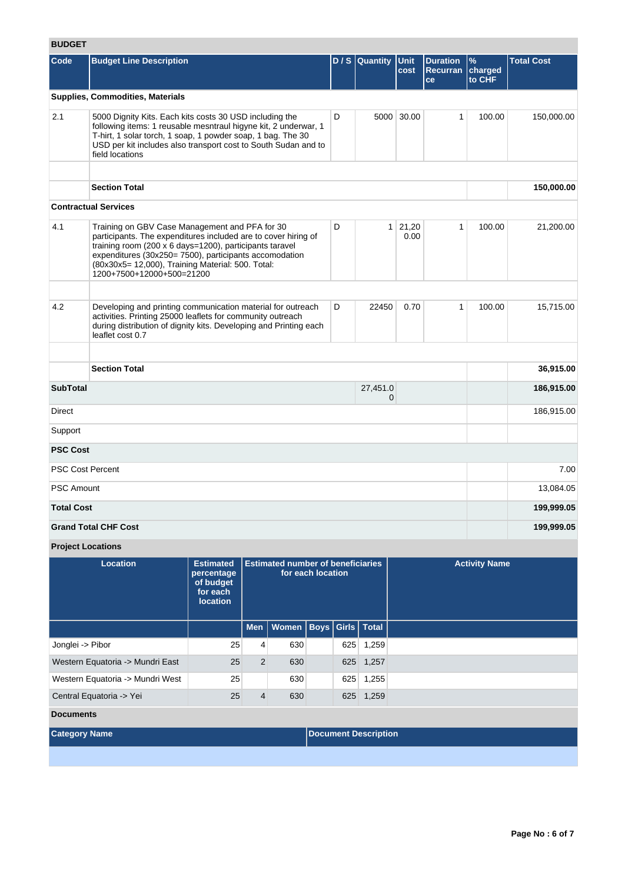## BUDGET

| Code | Budget Line Description | D / S | Quantity | Unit cost | Duration Recurrance | % charged to CHF | Total Cost |
|---|---|---|---|---|---|---|---|
| **Supplies, Commodities, Materials** | | | | | | | |
| 2.1 | 5000 Dignity Kits. Each kits costs 30 USD including the following items: 1 reusable mesntraul higyne kit, 2 underwar, 1 T-hirt, 1 solar torch, 1 soap, 1 powder soap, 1 bag. The 30 USD per kit includes also transport cost to South Sudan and to field locations | D | 5000 | 30.00 | 1 | 100.00 | 150,000.00 |
| | | | | | | | |
| | **Section Total** | | | | | | **150,000.00** |
| **Contractual Services** | | | | | | | |
| 4.1 | Training on GBV Case Management and PFA for 30 participants. The expenditures included are to cover hiring of training room (200 x 6 days=1200), participants taravel expenditures (30x250= 7500), participants accomodation (80x30x5= 12,000), Training Material: 500. Total: 1200+7500+12000+500=21200 | D | 1 | 21,200.00 | 1 | 100.00 | 21,200.00 |
| | | | | | | | |
| 4.2 | Developing and printing communication material for outreach activities. Printing 25000 leaflets for community outreach during distribution of dignity kits. Developing and Printing each leaflet cost 0.7 | D | 22450 | 0.70 | 1 | 100.00 | 15,715.00 |
| | | | | | | | |
| | **Section Total** | | | | | | **36,915.00** |
| **SubTotal** | | | 27,451.00 | | | | **186,915.00** |
| Direct | | | | | | | 186,915.00 |
| Support | | | | | | | |
| **PSC Cost** | | | | | | | |
| PSC Cost Percent | | | | | | | 7.00 |
| PSC Amount | | | | | | | 13,084.05 |
| **Total Cost** | | | | | | | **199,999.05** |
| **Grand Total CHF Cost** | | | | | | | **199,999.05** |

**Project Locations**

| Location | Estimated percentage of budget for each location | Estimated number of beneficiaries for each location | | | | | Activity Name |
|---|---|---|---|---|---|---|---|
| | | Men | Women | Boys | Girls | Total | |
| Jonglei -> Pibor | 25 | 4 | 630 | | 625 | 1,259 | |
| Western Equatoria -> Mundri East | 25 | 2 | 630 | | 625 | 1,257 | |
| Western Equatoria -> Mundri West | 25 | | 630 | | 625 | 1,255 | |
| Central Equatoria -> Yei | 25 | 4 | 630 | | 625 | 1,259 | |

**Documents**

| Category Name | Document Description |
|---|---|
| | |